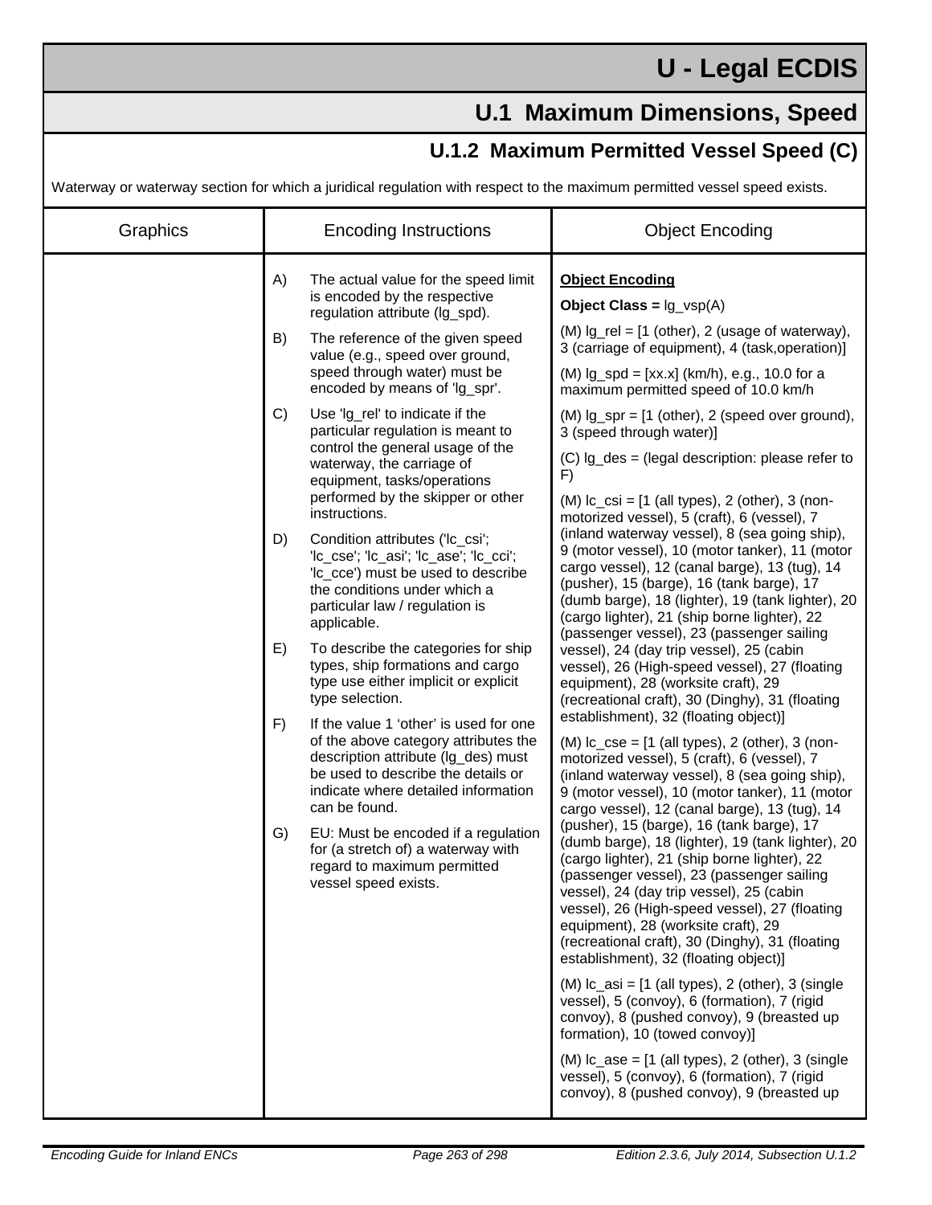# U - Legal ECDIS

## U.1 Maximum Dimensions, Speed

### U.1.2 Maximum Permitted Vessel Speed (C)

Waterway or waterway section for which a juridical regulation with respect to the maximum permitted vessel speed exists.

| Graphics | Encoding Instructions | Object Encoding |
|---|---|---|
| | A) The actual value for the speed limit is encoded by the respective regulation attribute (lg_spd).<br><br>B) The reference of the given speed value (e.g., speed over ground, speed through water) must be encoded by means of 'lg_spr'.<br><br>C) Use 'lg_rel' to indicate if the particular regulation is meant to control the general usage of the waterway, the carriage of equipment, tasks/operations performed by the skipper or other instructions.<br><br>D) Condition attributes ('lc_csi'; 'lc_cse'; 'lc_asi'; 'lc_ase'; 'lc_cci'; 'lc_cce') must be used to describe the conditions under which a particular law / regulation is applicable.<br><br>E) To describe the categories for ship types, ship formations and cargo type use either implicit or explicit type selection.<br><br>F) If the value 1 'other' is used for one of the above category attributes the description attribute (lg_des) must be used to describe the details or indicate where detailed information can be found.<br><br>G) EU: Must be encoded if a regulation for (a stretch of) a waterway with regard to maximum permitted vessel speed exists. | **Object Encoding**<br><br>**Object Class =** lg_vsp(A)<br><br>(M) lg_rel = [1 (other), 2 (usage of waterway), 3 (carriage of equipment), 4 (task,operation)]<br><br>(M) lg_spd = [xx.x] (km/h), e.g., 10.0 for a maximum permitted speed of 10.0 km/h<br><br>(M) lg_spr = [1 (other), 2 (speed over ground), 3 (speed through water)]<br><br>(C) lg_des = (legal description: please refer to F)<br><br>(M) lc_csi = [1 (all types), 2 (other), 3 (non-motorized vessel), 5 (craft), 6 (vessel), 7 (inland waterway vessel), 8 (sea going ship), 9 (motor vessel), 10 (motor tanker), 11 (motor cargo vessel), 12 (canal barge), 13 (tug), 14 (pusher), 15 (barge), 16 (tank barge), 17 (dumb barge), 18 (lighter), 19 (tank lighter), 20 (cargo lighter), 21 (ship borne lighter), 22 (passenger vessel), 23 (passenger sailing vessel), 24 (day trip vessel), 25 (cabin vessel), 26 (High-speed vessel), 27 (floating equipment), 28 (worksite craft), 29 (recreational craft), 30 (Dinghy), 31 (floating establishment), 32 (floating object)]<br><br>(M) lc_cse = [1 (all types), 2 (other), 3 (non-motorized vessel), 5 (craft), 6 (vessel), 7 (inland waterway vessel), 8 (sea going ship), 9 (motor vessel), 10 (motor tanker), 11 (motor cargo vessel), 12 (canal barge), 13 (tug), 14 (pusher), 15 (barge), 16 (tank barge), 17 (dumb barge), 18 (lighter), 19 (tank lighter), 20 (cargo lighter), 21 (ship borne lighter), 22 (passenger vessel), 23 (passenger sailing vessel), 24 (day trip vessel), 25 (cabin vessel), 26 (High-speed vessel), 27 (floating equipment), 28 (worksite craft), 29 (recreational craft), 30 (Dinghy), 31 (floating establishment), 32 (floating object)]<br><br>(M) lc_asi = [1 (all types), 2 (other), 3 (single vessel), 5 (convoy), 6 (formation), 7 (rigid convoy), 8 (pushed convoy), 9 (breasted up formation), 10 (towed convoy)]<br><br>(M) lc_ase = [1 (all types), 2 (other), 3 (single vessel), 5 (convoy), 6 (formation), 7 (rigid convoy), 8 (pushed convoy), 9 (breasted up |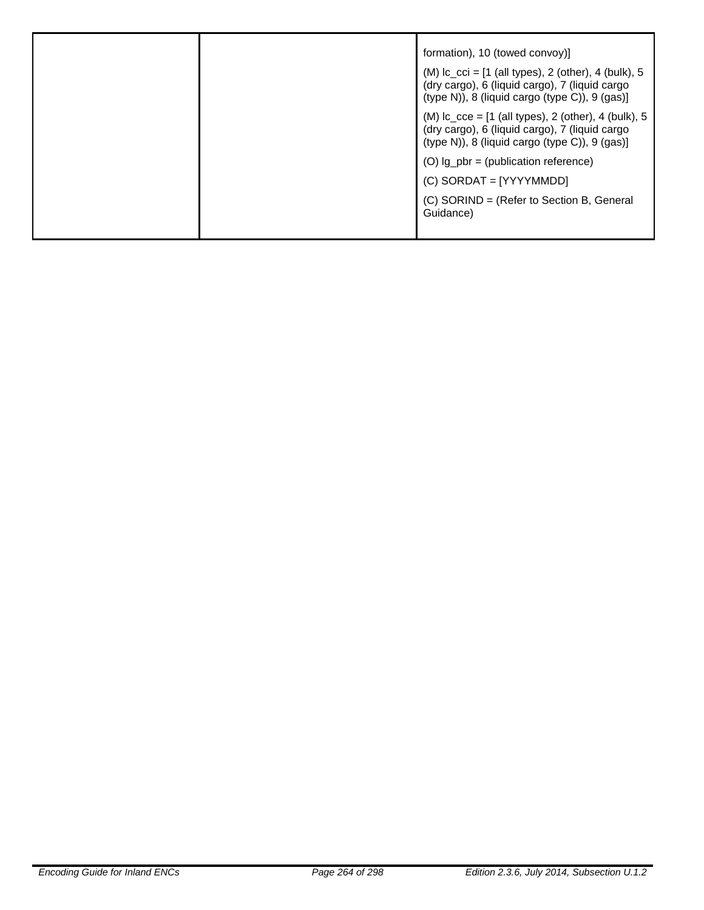| | | |
|---|---|---|
| | | formation), 10 (towed convoy)]<br><br>(M) lc_cci = [1 (all types), 2 (other), 4 (bulk), 5 (dry cargo), 6 (liquid cargo), 7 (liquid cargo (type N)), 8 (liquid cargo (type C)), 9 (gas)]<br><br>(M) lc_cce = [1 (all types), 2 (other), 4 (bulk), 5 (dry cargo), 6 (liquid cargo), 7 (liquid cargo (type N)), 8 (liquid cargo (type C)), 9 (gas)]<br><br>(O) lg_pbr = (publication reference)<br><br>(C) SORDAT = [YYYYMMDD]<br><br>(C) SORIND = (Refer to Section B, General Guidance) |